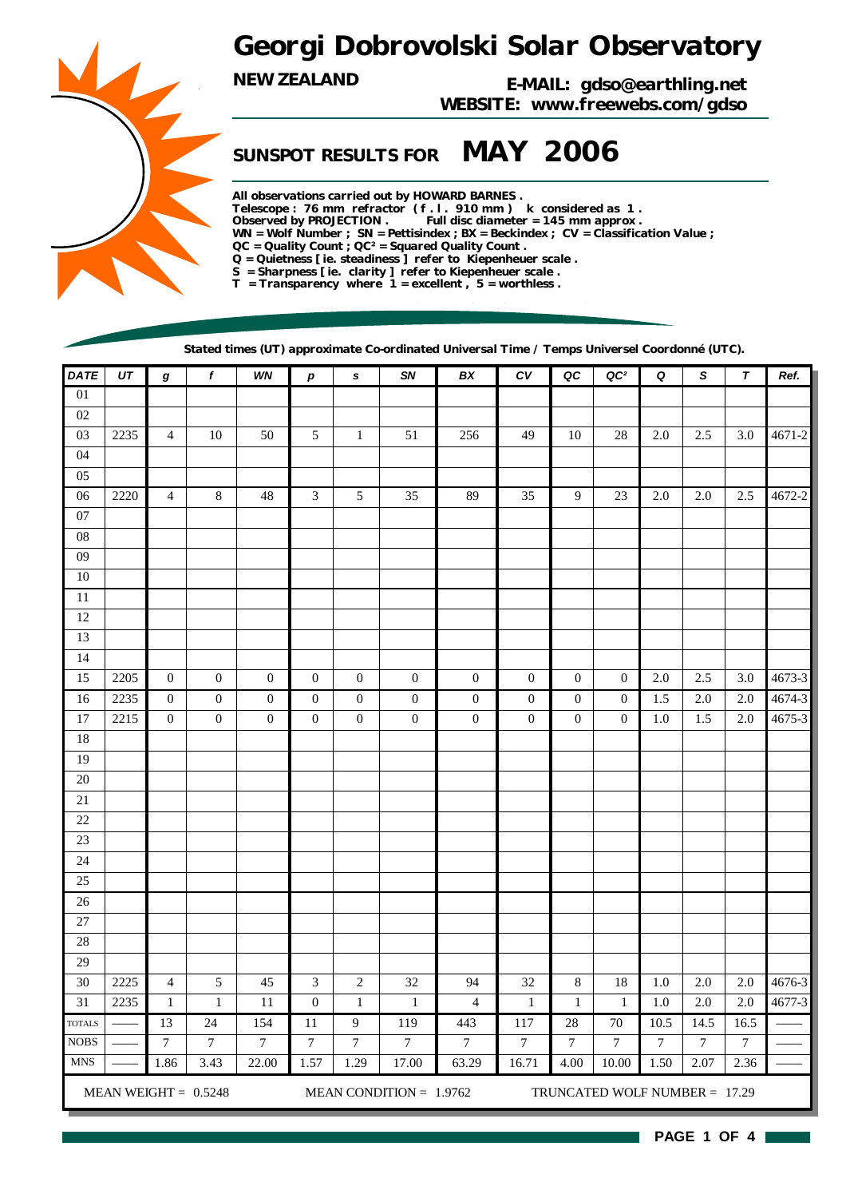# Georgi Dobrovolski Solar Observatory

**NEW ZEALAND**

**E-MAIL: gdso@earthling.net**
**WEBSITE: www.freewebs.com/gdso**

## SUNSPOT RESULTS FOR MAY 2006

**All observations carried out by HOWARD BARNES .**
**Telescope : 76 mm refractor ( f . l . 910 mm ) k considered as 1 .**
**Observed by PROJECTION . Full disc diameter = 145 mm approx .**
**WN = Wolf Number ; SN = Pettisindex ; BX = Beckindex ; CV = Classification Value ;**
**QC = Quality Count ; QC² = Squared Quality Count .**
**Q = Quietness [ ie. steadiness ] refer to Kiepenheuer scale .**
**S = Sharpness [ ie. clarity ] refer to Kiepenheuer scale .**
**T = Transparency where 1 = excellent , 5 = worthless .**

**Stated times (UT) approximate Co-ordinated Universal Time / Temps Universel Coordonné (UTC).**

| DATE | UT | g | f | WN | p | s | SN | BX | CV | QC | QC² | Q | S | T | Ref. |
|---|---|---|---|---|---|---|---|---|---|---|---|---|---|---|---|
| 01 | | | | | | | | | | | | | | | |
| 02 | | | | | | | | | | | | | | | |
| 03 | 2235 | 4 | 10 | 50 | 5 | 1 | 51 | 256 | 49 | 10 | 28 | 2.0 | 2.5 | 3.0 | 4671-2 |
| 04 | | | | | | | | | | | | | | | |
| 05 | | | | | | | | | | | | | | | |
| 06 | 2220 | 4 | 8 | 48 | 3 | 5 | 35 | 89 | 35 | 9 | 23 | 2.0 | 2.0 | 2.5 | 4672-2 |
| 07 | | | | | | | | | | | | | | | |
| 08 | | | | | | | | | | | | | | | |
| 09 | | | | | | | | | | | | | | | |
| 10 | | | | | | | | | | | | | | | |
| 11 | | | | | | | | | | | | | | | |
| 12 | | | | | | | | | | | | | | | |
| 13 | | | | | | | | | | | | | | | |
| 14 | | | | | | | | | | | | | | | |
| 15 | 2205 | 0 | 0 | 0 | 0 | 0 | 0 | 0 | 0 | 0 | 0 | 2.0 | 2.5 | 3.0 | 4673-3 |
| 16 | 2235 | 0 | 0 | 0 | 0 | 0 | 0 | 0 | 0 | 0 | 0 | 1.5 | 2.0 | 2.0 | 4674-3 |
| 17 | 2215 | 0 | 0 | 0 | 0 | 0 | 0 | 0 | 0 | 0 | 0 | 1.0 | 1.5 | 2.0 | 4675-3 |
| 18 | | | | | | | | | | | | | | | |
| 19 | | | | | | | | | | | | | | | |
| 20 | | | | | | | | | | | | | | | |
| 21 | | | | | | | | | | | | | | | |
| 22 | | | | | | | | | | | | | | | |
| 23 | | | | | | | | | | | | | | | |
| 24 | | | | | | | | | | | | | | | |
| 25 | | | | | | | | | | | | | | | |
| 26 | | | | | | | | | | | | | | | |
| 27 | | | | | | | | | | | | | | | |
| 28 | | | | | | | | | | | | | | | |
| 29 | | | | | | | | | | | | | | | |
| 30 | 2225 | 4 | 5 | 45 | 3 | 2 | 32 | 94 | 32 | 8 | 18 | 1.0 | 2.0 | 2.0 | 4676-3 |
| 31 | 2235 | 1 | 1 | 11 | 0 | 1 | 1 | 4 | 1 | 1 | 1 | 1.0 | 2.0 | 2.0 | 4677-3 |
| TOTALS | —— | 13 | 24 | 154 | 11 | 9 | 119 | 443 | 117 | 28 | 70 | 10.5 | 14.5 | 16.5 | —— |
| NOBS | —— | 7 | 7 | 7 | 7 | 7 | 7 | 7 | 7 | 7 | 7 | 7 | 7 | 7 | —— |
| MNS | —— | 1.86 | 3.43 | 22.00 | 1.57 | 1.29 | 17.00 | 63.29 | 16.71 | 4.00 | 10.00 | 1.50 | 2.07 | 2.36 | —— |

MEAN WEIGHT = 0.5248 MEAN CONDITION = 1.9762 TRUNCATED WOLF NUMBER = 17.29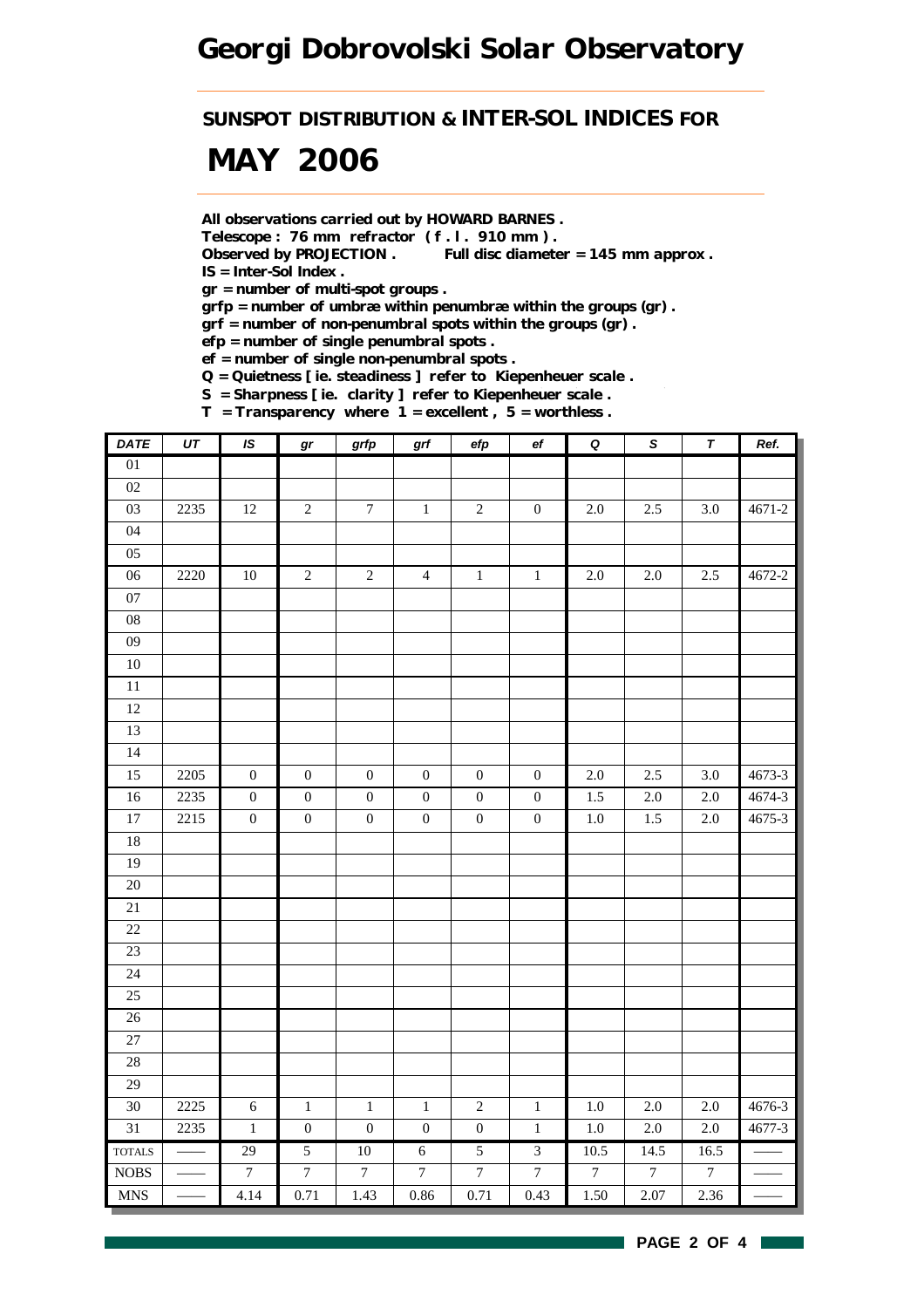# Georgi Dobrovolski Solar Observatory

## SUNSPOT DISTRIBUTION & INTER-SOL INDICES FOR

# MAY 2006

**All observations carried out by HOWARD BARNES .**
**Telescope : 76 mm refractor ( f . l . 910 mm ) .**
**Observed by PROJECTION . Full disc diameter = 145 mm approx .**
**IS = Inter-Sol Index .**
**gr = number of multi-spot groups .**
**grfp = number of umbræ within penumbræ within the groups (gr) .**
**grf = number of non-penumbral spots within the groups (gr) .**
**efp = number of single penumbral spots .**
**ef = number of single non-penumbral spots .**
**Q = Quietness [ ie. steadiness ] refer to Kiepenheuer scale .**
**S = Sharpness [ ie. clarity ] refer to Kiepenheuer scale .**
**T = Transparency where 1 = excellent , 5 = worthless .**

| DATE | UT | IS | gr | grfp | grf | efp | ef | Q | S | T | Ref. |
|---|---|---|---|---|---|---|---|---|---|---|---|
| 01 | | | | | | | | | | | |
| 02 | | | | | | | | | | | |
| 03 | 2235 | 12 | 2 | 7 | 1 | 2 | 0 | 2.0 | 2.5 | 3.0 | 4671-2 |
| 04 | | | | | | | | | | | |
| 05 | | | | | | | | | | | |
| 06 | 2220 | 10 | 2 | 2 | 4 | 1 | 1 | 2.0 | 2.0 | 2.5 | 4672-2 |
| 07 | | | | | | | | | | | |
| 08 | | | | | | | | | | | |
| 09 | | | | | | | | | | | |
| 10 | | | | | | | | | | | |
| 11 | | | | | | | | | | | |
| 12 | | | | | | | | | | | |
| 13 | | | | | | | | | | | |
| 14 | | | | | | | | | | | |
| 15 | 2205 | 0 | 0 | 0 | 0 | 0 | 0 | 2.0 | 2.5 | 3.0 | 4673-3 |
| 16 | 2235 | 0 | 0 | 0 | 0 | 0 | 0 | 1.5 | 2.0 | 2.0 | 4674-3 |
| 17 | 2215 | 0 | 0 | 0 | 0 | 0 | 0 | 1.0 | 1.5 | 2.0 | 4675-3 |
| 18 | | | | | | | | | | | |
| 19 | | | | | | | | | | | |
| 20 | | | | | | | | | | | |
| 21 | | | | | | | | | | | |
| 22 | | | | | | | | | | | |
| 23 | | | | | | | | | | | |
| 24 | | | | | | | | | | | |
| 25 | | | | | | | | | | | |
| 26 | | | | | | | | | | | |
| 27 | | | | | | | | | | | |
| 28 | | | | | | | | | | | |
| 29 | | | | | | | | | | | |
| 30 | 2225 | 6 | 1 | 1 | 1 | 2 | 1 | 1.0 | 2.0 | 2.0 | 4676-3 |
| 31 | 2235 | 1 | 0 | 0 | 0 | 0 | 1 | 1.0 | 2.0 | 2.0 | 4677-3 |
| TOTALS | —— | 29 | 5 | 10 | 6 | 5 | 3 | 10.5 | 14.5 | 16.5 | —— |
| NOBS | —— | 7 | 7 | 7 | 7 | 7 | 7 | 7 | 7 | 7 | —— |
| MNS | —— | 4.14 | 0.71 | 1.43 | 0.86 | 0.71 | 0.43 | 1.50 | 2.07 | 2.36 | —— |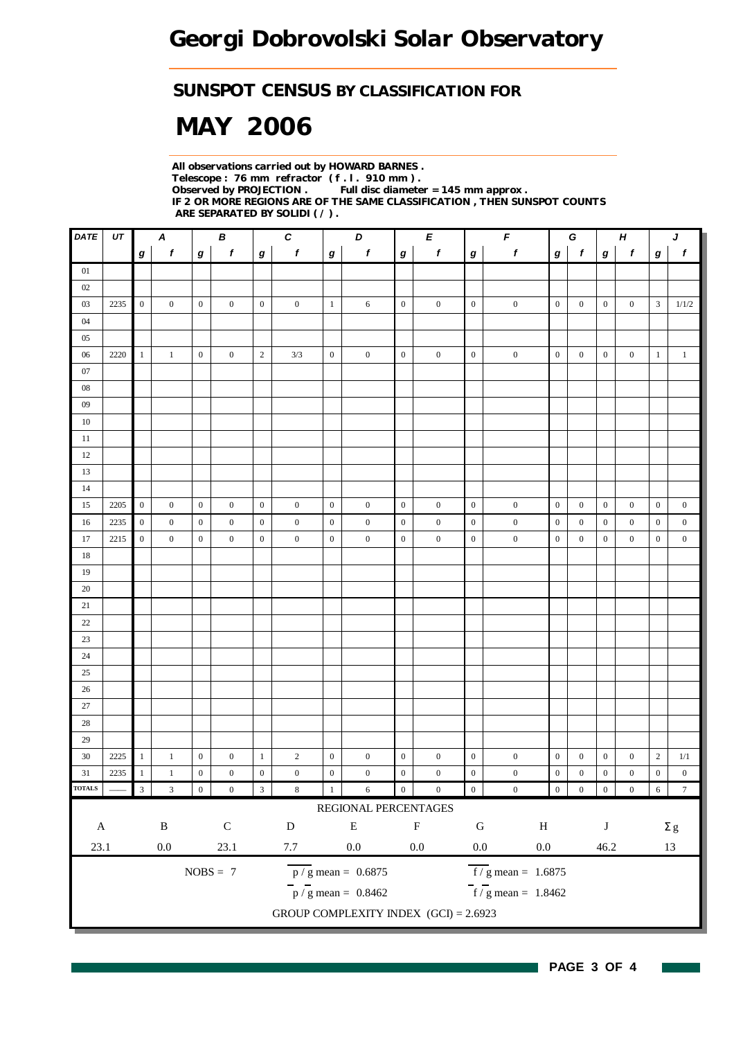# Georgi Dobrovolski Solar Observatory

## SUNSPOT CENSUS BY CLASSIFICATION FOR

# MAY 2006

**All observations carried out by HOWARD BARNES .**
**Telescope : 76 mm refractor ( f . l . 910 mm ) .**
**Observed by PROJECTION . Full disc diameter = 145 mm approx .**
**IF 2 OR MORE REGIONS ARE OF THE SAME CLASSIFICATION , THEN SUNSPOT COUNTS ARE SEPARATED BY SOLIDI ( / ) .**

| DATE | UT | A | | B | | C | | D | | E | | F | | G | | H | | J | |
|---|---|---|---|---|---|---|---|---|---|---|---|---|---|---|---|---|---|---|---|
| | | g | f | g | f | g | f | g | f | g | f | g | f | g | f | g | f | g | f |
| 01 | | | | | | | | | | | | | | | | | | | |
| 02 | | | | | | | | | | | | | | | | | | | |
| 03 | 2235 | 0 | 0 | 0 | 0 | 0 | 0 | 1 | 6 | 0 | 0 | 0 | 0 | 0 | 0 | 0 | 0 | 3 | 1/1/2 |
| 04 | | | | | | | | | | | | | | | | | | | |
| 05 | | | | | | | | | | | | | | | | | | | |
| 06 | 2220 | 1 | 1 | 0 | 0 | 2 | 3/3 | 0 | 0 | 0 | 0 | 0 | 0 | 0 | 0 | 0 | 0 | 1 | 1 |
| 07 | | | | | | | | | | | | | | | | | | | |
| 08 | | | | | | | | | | | | | | | | | | | |
| 09 | | | | | | | | | | | | | | | | | | | |
| 10 | | | | | | | | | | | | | | | | | | | |
| 11 | | | | | | | | | | | | | | | | | | | |
| 12 | | | | | | | | | | | | | | | | | | | |
| 13 | | | | | | | | | | | | | | | | | | | |
| 14 | | | | | | | | | | | | | | | | | | | |
| 15 | 2205 | 0 | 0 | 0 | 0 | 0 | 0 | 0 | 0 | 0 | 0 | 0 | 0 | 0 | 0 | 0 | 0 | 0 | 0 |
| 16 | 2235 | 0 | 0 | 0 | 0 | 0 | 0 | 0 | 0 | 0 | 0 | 0 | 0 | 0 | 0 | 0 | 0 | 0 | 0 |
| 17 | 2215 | 0 | 0 | 0 | 0 | 0 | 0 | 0 | 0 | 0 | 0 | 0 | 0 | 0 | 0 | 0 | 0 | 0 | 0 |
| 18 | | | | | | | | | | | | | | | | | | | |
| 19 | | | | | | | | | | | | | | | | | | | |
| 20 | | | | | | | | | | | | | | | | | | | |
| 21 | | | | | | | | | | | | | | | | | | | |
| 22 | | | | | | | | | | | | | | | | | | | |
| 23 | | | | | | | | | | | | | | | | | | | |
| 24 | | | | | | | | | | | | | | | | | | | |
| 25 | | | | | | | | | | | | | | | | | | | |
| 26 | | | | | | | | | | | | | | | | | | | |
| 27 | | | | | | | | | | | | | | | | | | | |
| 28 | | | | | | | | | | | | | | | | | | | |
| 29 | | | | | | | | | | | | | | | | | | | |
| 30 | 2225 | 1 | 1 | 0 | 0 | 1 | 2 | 0 | 0 | 0 | 0 | 0 | 0 | 0 | 0 | 0 | 0 | 2 | 1/1 |
| 31 | 2235 | 1 | 1 | 0 | 0 | 0 | 0 | 0 | 0 | 0 | 0 | 0 | 0 | 0 | 0 | 0 | 0 | 0 | 0 |
| TOTALS | —— | 3 | 3 | 0 | 0 | 3 | 8 | 1 | 6 | 0 | 0 | 0 | 0 | 0 | 0 | 0 | 0 | 6 | 7 |

REGIONAL PERCENTAGES

| A | B | C | D | E | F | G | H | J | Σg |
|---|---|---|---|---|---|---|---|---|---|
| 23.1 | 0.0 | 23.1 | 7.7 | 0.0 | 0.0 | 0.0 | 0.0 | 46.2 | 13 |

NOBS = 7

$\overline{p/g}$ mean = 0.6875

$\overline{f/g}$ mean = 1.6875

$\overline{p}/\overline{g}$ mean = 0.8462

$\overline{f}/\overline{g}$ mean = 1.8462

GROUP COMPLEXITY INDEX (GCI) = 2.6923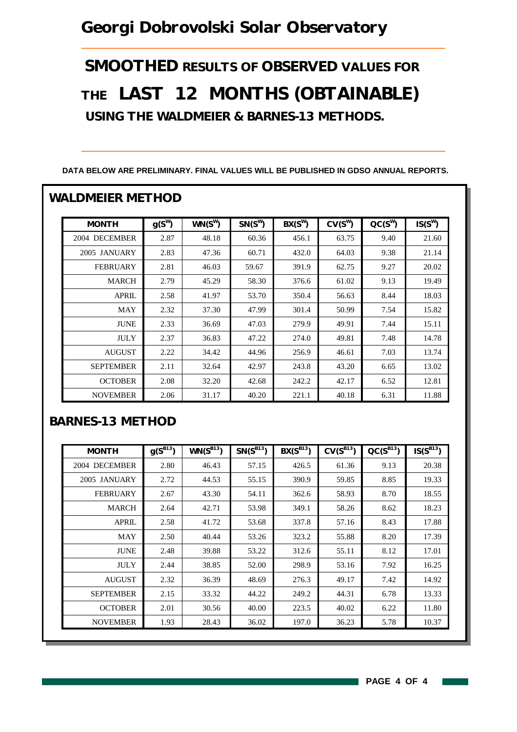# Georgi Dobrovolski Solar Observatory

## SMOOTHED RESULTS OF OBSERVED VALUES FOR THE LAST 12 MONTHS (OBTAINABLE) USING THE WALDMEIER & BARNES-13 METHODS.

**DATA BELOW ARE PRELIMINARY. FINAL VALUES WILL BE PUBLISHED IN GDSO ANNUAL REPORTS.**

## WALDMEIER METHOD

| MONTH | $g(S^W)$ | $WN(S^W)$ | $SN(S^W)$ | $BX(S^W)$ | $CV(S^W)$ | $QC(S^W)$ | $IS(S^W)$ |
|---|---|---|---|---|---|---|---|
| 2004 DECEMBER | 2.87 | 48.18 | 60.36 | 456.1 | 63.75 | 9.40 | 21.60 |
| 2005 JANUARY | 2.83 | 47.36 | 60.71 | 432.0 | 64.03 | 9.38 | 21.14 |
| FEBRUARY | 2.81 | 46.03 | 59.67 | 391.9 | 62.75 | 9.27 | 20.02 |
| MARCH | 2.79 | 45.29 | 58.30 | 376.6 | 61.02 | 9.13 | 19.49 |
| APRIL | 2.58 | 41.97 | 53.70 | 350.4 | 56.63 | 8.44 | 18.03 |
| MAY | 2.32 | 37.30 | 47.99 | 301.4 | 50.99 | 7.54 | 15.82 |
| JUNE | 2.33 | 36.69 | 47.03 | 279.9 | 49.91 | 7.44 | 15.11 |
| JULY | 2.37 | 36.83 | 47.22 | 274.0 | 49.81 | 7.48 | 14.78 |
| AUGUST | 2.22 | 34.42 | 44.96 | 256.9 | 46.61 | 7.03 | 13.74 |
| SEPTEMBER | 2.11 | 32.64 | 42.97 | 243.8 | 43.20 | 6.65 | 13.02 |
| OCTOBER | 2.08 | 32.20 | 42.68 | 242.2 | 42.17 | 6.52 | 12.81 |
| NOVEMBER | 2.06 | 31.17 | 40.20 | 221.1 | 40.18 | 6.31 | 11.88 |

## BARNES-13 METHOD

| MONTH | $g(S^{B13})$ | $WN(S^{B13})$ | $SN(S^{B13})$ | $BX(S^{B13})$ | $CV(S^{B13})$ | $QC(S^{B13})$ | $IS(S^{B13})$ |
|---|---|---|---|---|---|---|---|
| 2004 DECEMBER | 2.80 | 46.43 | 57.15 | 426.5 | 61.36 | 9.13 | 20.38 |
| 2005 JANUARY | 2.72 | 44.53 | 55.15 | 390.9 | 59.85 | 8.85 | 19.33 |
| FEBRUARY | 2.67 | 43.30 | 54.11 | 362.6 | 58.93 | 8.70 | 18.55 |
| MARCH | 2.64 | 42.71 | 53.98 | 349.1 | 58.26 | 8.62 | 18.23 |
| APRIL | 2.58 | 41.72 | 53.68 | 337.8 | 57.16 | 8.43 | 17.88 |
| MAY | 2.50 | 40.44 | 53.26 | 323.2 | 55.88 | 8.20 | 17.39 |
| JUNE | 2.48 | 39.88 | 53.22 | 312.6 | 55.11 | 8.12 | 17.01 |
| JULY | 2.44 | 38.85 | 52.00 | 298.9 | 53.16 | 7.92 | 16.25 |
| AUGUST | 2.32 | 36.39 | 48.69 | 276.3 | 49.17 | 7.42 | 14.92 |
| SEPTEMBER | 2.15 | 33.32 | 44.22 | 249.2 | 44.31 | 6.78 | 13.33 |
| OCTOBER | 2.01 | 30.56 | 40.00 | 223.5 | 40.02 | 6.22 | 11.80 |
| NOVEMBER | 1.93 | 28.43 | 36.02 | 197.0 | 36.23 | 5.78 | 10.37 |